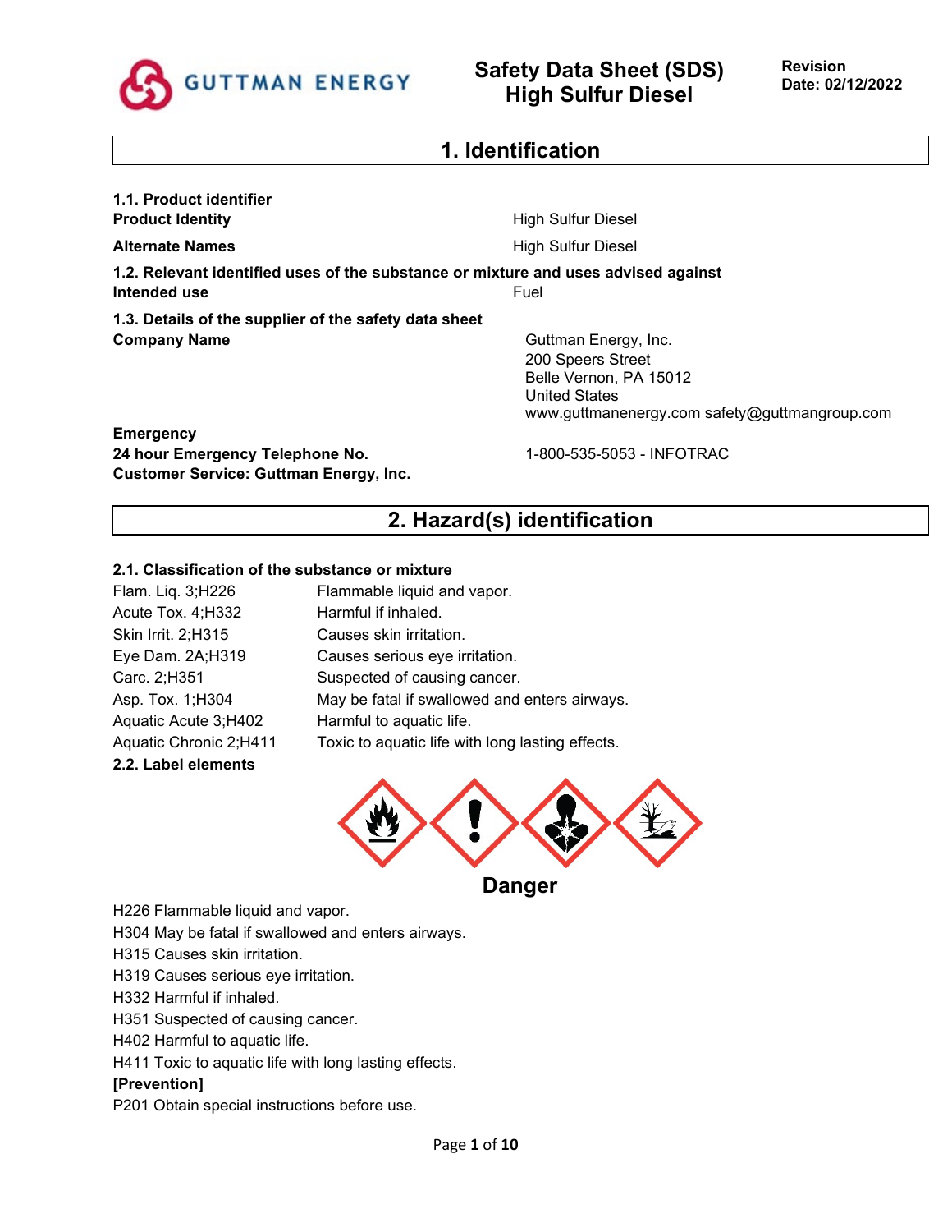GUTTMAN ENERGY

# Safety Data Sheet (SDS)
# High Sulfur Diesel

**Revision Date: 02/12/2022**

## 1. Identification

**1.1. Product identifier**

| | |
|---|---|
| **Product Identity** | High Sulfur Diesel |
| **Alternate Names** | High Sulfur Diesel |

**1.2. Relevant identified uses of the substance or mixture and uses advised against**

| | |
|---|---|
| **Intended use** | Fuel |

**1.3. Details of the supplier of the safety data sheet**

| | |
|---|---|
| **Company Name** | Guttman Energy, Inc.<br>200 Speers Street<br>Belle Vernon, PA 15012<br>United States<br>www.guttmanenergy.com safety@guttmangroup.com |
| **Emergency** | |
| **24 hour Emergency Telephone No.** | 1-800-535-5053 - INFOTRAC |
| **Customer Service: Guttman Energy, Inc.** | |

## 2. Hazard(s) identification

**2.1. Classification of the substance or mixture**

| | |
|---|---|
| Flam. Liq. 3;H226 | Flammable liquid and vapor. |
| Acute Tox. 4;H332 | Harmful if inhaled. |
| Skin Irrit. 2;H315 | Causes skin irritation. |
| Eye Dam. 2A;H319 | Causes serious eye irritation. |
| Carc. 2;H351 | Suspected of causing cancer. |
| Asp. Tox. 1;H304 | May be fatal if swallowed and enters airways. |
| Aquatic Acute 3;H402 | Harmful to aquatic life. |
| Aquatic Chronic 2;H411 | Toxic to aquatic life with long lasting effects. |

**2.2. Label elements**

**Danger**

H226 Flammable liquid and vapor.
H304 May be fatal if swallowed and enters airways.
H315 Causes skin irritation.
H319 Causes serious eye irritation.
H332 Harmful if inhaled.
H351 Suspected of causing cancer.
H402 Harmful to aquatic life.
H411 Toxic to aquatic life with long lasting effects.

**[Prevention]**

P201 Obtain special instructions before use.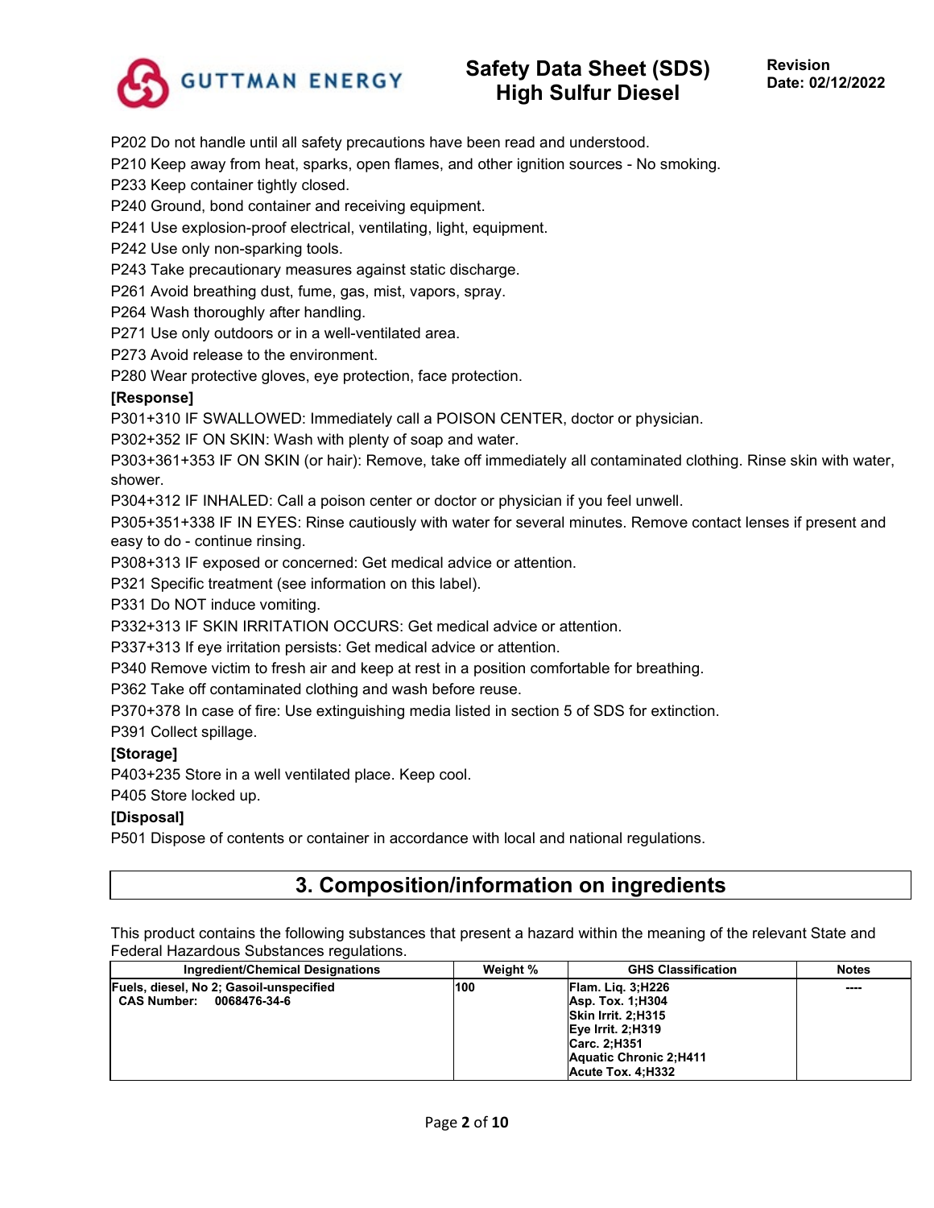P202 Do not handle until all safety precautions have been read and understood.
P210 Keep away from heat, sparks, open flames, and other ignition sources - No smoking.
P233 Keep container tightly closed.
P240 Ground, bond container and receiving equipment.
P241 Use explosion-proof electrical, ventilating, light, equipment.
P242 Use only non-sparking tools.
P243 Take precautionary measures against static discharge.
P261 Avoid breathing dust, fume, gas, mist, vapors, spray.
P264 Wash thoroughly after handling.
P271 Use only outdoors or in a well-ventilated area.
P273 Avoid release to the environment.
P280 Wear protective gloves, eye protection, face protection.

**[Response]**

P301+310 IF SWALLOWED: Immediately call a POISON CENTER, doctor or physician.
P302+352 IF ON SKIN: Wash with plenty of soap and water.
P303+361+353 IF ON SKIN (or hair): Remove, take off immediately all contaminated clothing. Rinse skin with water, shower.
P304+312 IF INHALED: Call a poison center or doctor or physician if you feel unwell.
P305+351+338 IF IN EYES: Rinse cautiously with water for several minutes. Remove contact lenses if present and easy to do - continue rinsing.
P308+313 IF exposed or concerned: Get medical advice or attention.
P321 Specific treatment (see information on this label).
P331 Do NOT induce vomiting.
P332+313 IF SKIN IRRITATION OCCURS: Get medical advice or attention.
P337+313 If eye irritation persists: Get medical advice or attention.
P340 Remove victim to fresh air and keep at rest in a position comfortable for breathing.
P362 Take off contaminated clothing and wash before reuse.
P370+378 In case of fire: Use extinguishing media listed in section 5 of SDS for extinction.
P391 Collect spillage.

**[Storage]**

P403+235 Store in a well ventilated place. Keep cool.
P405 Store locked up.

**[Disposal]**

P501 Dispose of contents or container in accordance with local and national regulations.

# 3. Composition/information on ingredients

This product contains the following substances that present a hazard within the meaning of the relevant State and Federal Hazardous Substances regulations.

| Ingredient/Chemical Designations | Weight % | GHS Classification | Notes |
|---|---|---|---|
| **Fuels, diesel, No 2; Gasoil-unspecified**<br>**CAS Number: 0068476-34-6** | **100** | **Flam. Liq. 3;H226**<br>**Asp. Tox. 1;H304**<br>**Skin Irrit. 2;H315**<br>**Eye Irrit. 2;H319**<br>**Carc. 2;H351**<br>**Aquatic Chronic 2;H411**<br>**Acute Tox. 4;H332** | **----** |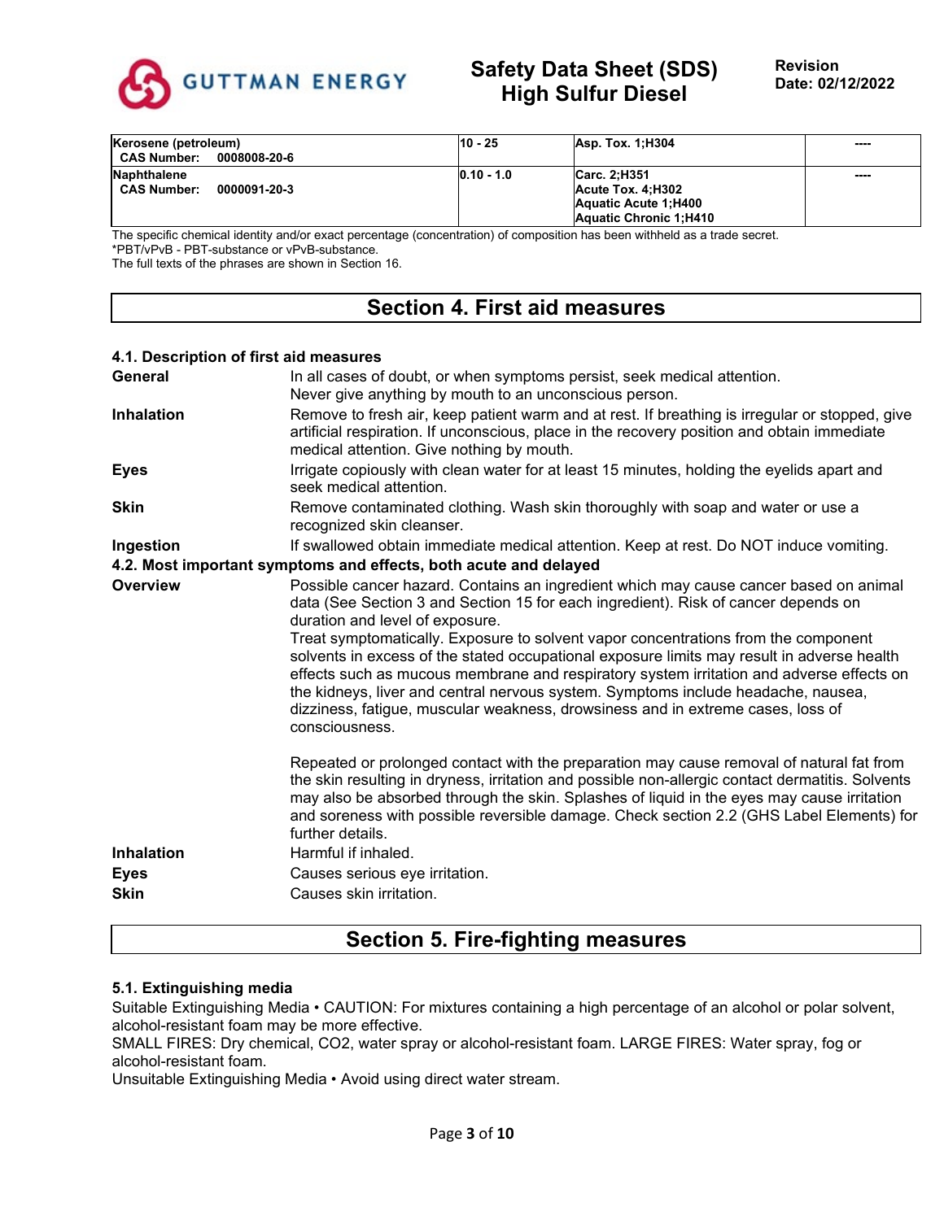| Kerosene (petroleum)<br>CAS Number: 0008008-20-6 | 10 - 25 | Asp. Tox. 1;H304 | ---- |
|---|---|---|---|
| Naphthalene<br>CAS Number: 0000091-20-3 | 0.10 - 1.0 | Carc. 2;H351<br>Acute Tox. 4;H302<br>Aquatic Acute 1;H400<br>Aquatic Chronic 1;H410 | ---- |

The specific chemical identity and/or exact percentage (concentration) of composition has been withheld as a trade secret.
*PBT/vPvB - PBT-substance or vPvB-substance.
The full texts of the phrases are shown in Section 16.

## Section 4. First aid measures

### 4.1. Description of first aid measures

**General**
In all cases of doubt, or when symptoms persist, seek medical attention.
Never give anything by mouth to an unconscious person.

**Inhalation**
Remove to fresh air, keep patient warm and at rest. If breathing is irregular or stopped, give artificial respiration. If unconscious, place in the recovery position and obtain immediate medical attention. Give nothing by mouth.

**Eyes**
Irrigate copiously with clean water for at least 15 minutes, holding the eyelids apart and seek medical attention.

**Skin**
Remove contaminated clothing. Wash skin thoroughly with soap and water or use a recognized skin cleanser.

**Ingestion**
If swallowed obtain immediate medical attention. Keep at rest. Do NOT induce vomiting.

### 4.2. Most important symptoms and effects, both acute and delayed

**Overview**
Possible cancer hazard. Contains an ingredient which may cause cancer based on animal data (See Section 3 and Section 15 for each ingredient). Risk of cancer depends on duration and level of exposure.
Treat symptomatically. Exposure to solvent vapor concentrations from the component solvents in excess of the stated occupational exposure limits may result in adverse health effects such as mucous membrane and respiratory system irritation and adverse effects on the kidneys, liver and central nervous system. Symptoms include headache, nausea, dizziness, fatigue, muscular weakness, drowsiness and in extreme cases, loss of consciousness.

Repeated or prolonged contact with the preparation may cause removal of natural fat from the skin resulting in dryness, irritation and possible non-allergic contact dermatitis. Solvents may also be absorbed through the skin. Splashes of liquid in the eyes may cause irritation and soreness with possible reversible damage. Check section 2.2 (GHS Label Elements) for further details.

**Inhalation**
Harmful if inhaled.

**Eyes**
Causes serious eye irritation.

**Skin**
Causes skin irritation.

## Section 5. Fire-fighting measures

### 5.1. Extinguishing media

Suitable Extinguishing Media • CAUTION: For mixtures containing a high percentage of an alcohol or polar solvent, alcohol-resistant foam may be more effective.
SMALL FIRES: Dry chemical, $CO_2$, water spray or alcohol-resistant foam. LARGE FIRES: Water spray, fog or alcohol-resistant foam.
Unsuitable Extinguishing Media • Avoid using direct water stream.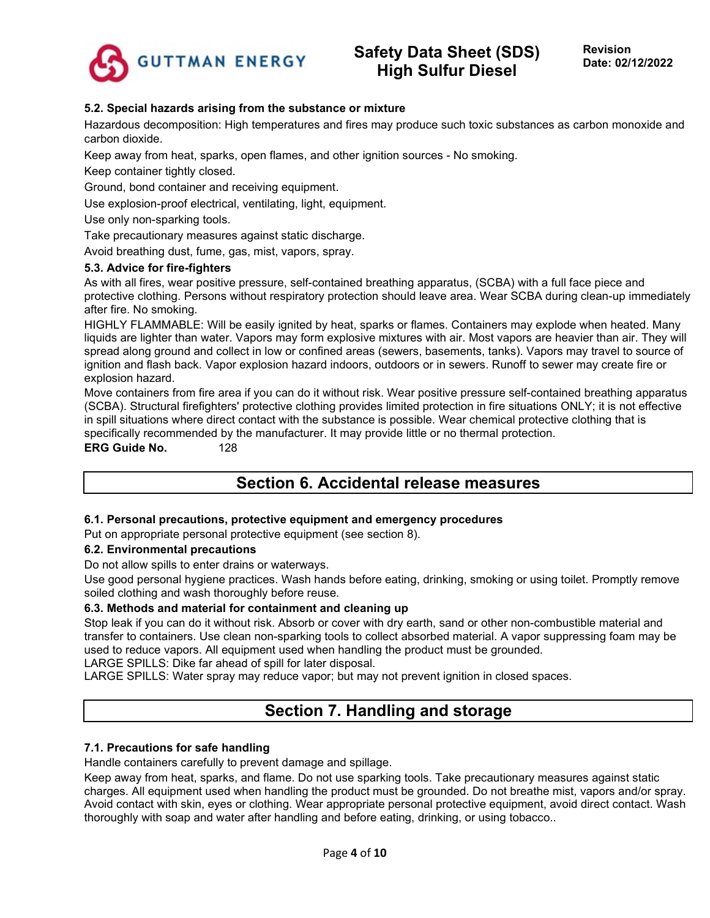### 5.2. Special hazards arising from the substance or mixture

Hazardous decomposition: High temperatures and fires may produce such toxic substances as carbon monoxide and carbon dioxide.

Keep away from heat, sparks, open flames, and other ignition sources - No smoking.

Keep container tightly closed.

Ground, bond container and receiving equipment.

Use explosion-proof electrical, ventilating, light, equipment.

Use only non-sparking tools.

Take precautionary measures against static discharge.

Avoid breathing dust, fume, gas, mist, vapors, spray.

### 5.3. Advice for fire-fighters

As with all fires, wear positive pressure, self-contained breathing apparatus, (SCBA) with a full face piece and protective clothing. Persons without respiratory protection should leave area. Wear SCBA during clean-up immediately after fire. No smoking.

HIGHLY FLAMMABLE: Will be easily ignited by heat, sparks or flames. Containers may explode when heated. Many liquids are lighter than water. Vapors may form explosive mixtures with air. Most vapors are heavier than air. They will spread along ground and collect in low or confined areas (sewers, basements, tanks). Vapors may travel to source of ignition and flash back. Vapor explosion hazard indoors, outdoors or in sewers. Runoff to sewer may create fire or explosion hazard.

Move containers from fire area if you can do it without risk. Wear positive pressure self-contained breathing apparatus (SCBA). Structural firefighters' protective clothing provides limited protection in fire situations ONLY; it is not effective in spill situations where direct contact with the substance is possible. Wear chemical protective clothing that is specifically recommended by the manufacturer. It may provide little or no thermal protection.

**ERG Guide No.** 128

## Section 6. Accidental release measures

### 6.1. Personal precautions, protective equipment and emergency procedures

Put on appropriate personal protective equipment (see section 8).

### 6.2. Environmental precautions

Do not allow spills to enter drains or waterways.

Use good personal hygiene practices. Wash hands before eating, drinking, smoking or using toilet. Promptly remove soiled clothing and wash thoroughly before reuse.

### 6.3. Methods and material for containment and cleaning up

Stop leak if you can do it without risk. Absorb or cover with dry earth, sand or other non-combustible material and transfer to containers. Use clean non-sparking tools to collect absorbed material. A vapor suppressing foam may be used to reduce vapors. All equipment used when handling the product must be grounded.

LARGE SPILLS: Dike far ahead of spill for later disposal.

LARGE SPILLS: Water spray may reduce vapor; but may not prevent ignition in closed spaces.

## Section 7. Handling and storage

### 7.1. Precautions for safe handling

Handle containers carefully to prevent damage and spillage.

Keep away from heat, sparks, and flame. Do not use sparking tools. Take precautionary measures against static charges. All equipment used when handling the product must be grounded. Do not breathe mist, vapors and/or spray. Avoid contact with skin, eyes or clothing. Wear appropriate personal protective equipment, avoid direct contact. Wash thoroughly with soap and water after handling and before eating, drinking, or using tobacco..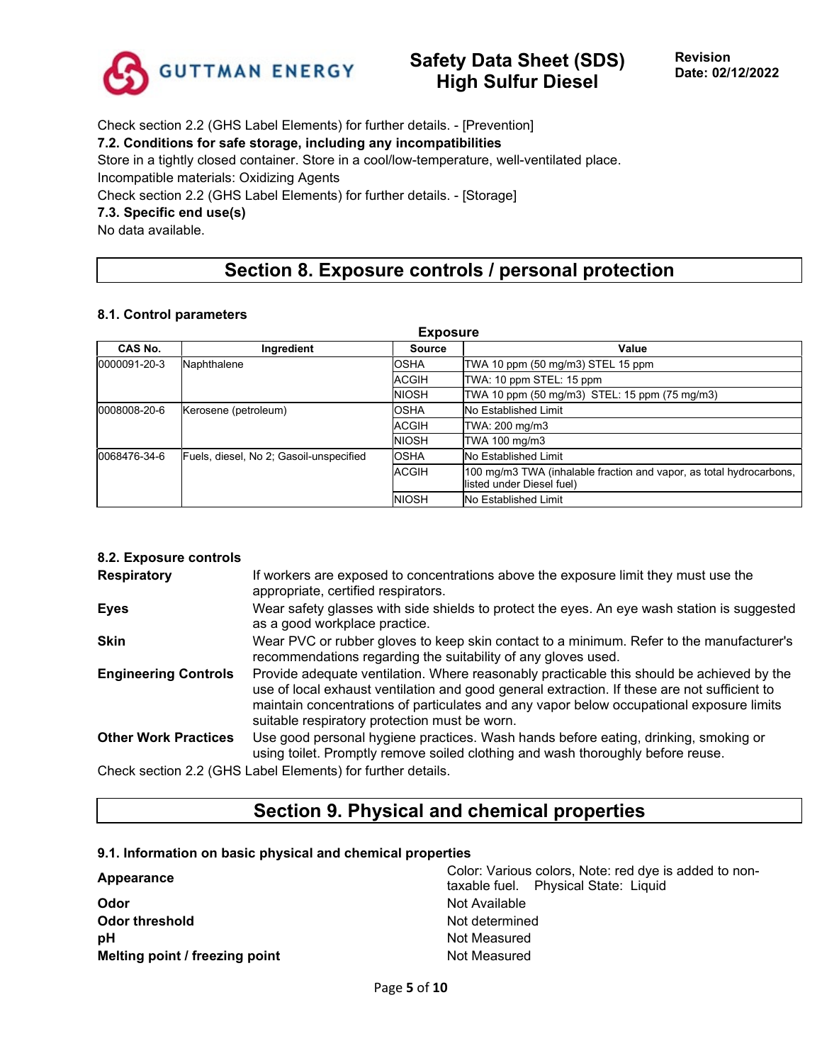Check section 2.2 (GHS Label Elements) for further details. - [Prevention]

**7.2. Conditions for safe storage, including any incompatibilities**

Store in a tightly closed container. Store in a cool/low-temperature, well-ventilated place.

Incompatible materials: Oxidizing Agents

Check section 2.2 (GHS Label Elements) for further details. - [Storage]

**7.3. Specific end use(s)**

No data available.

## Section 8. Exposure controls / personal protection

### 8.1. Control parameters

**Exposure**

| CAS No. | Ingredient | Source | Value |
|---|---|---|---|
| 0000091-20-3 | Naphthalene | OSHA | TWA 10 ppm (50 mg/m3) STEL 15 ppm |
| | | ACGIH | TWA: 10 ppm STEL: 15 ppm |
| | | NIOSH | TWA 10 ppm (50 mg/m3) STEL: 15 ppm (75 mg/m3) |
| 0008008-20-6 | Kerosene (petroleum) | OSHA | No Established Limit |
| | | ACGIH | TWA: 200 mg/m3 |
| | | NIOSH | TWA 100 mg/m3 |
| 0068476-34-6 | Fuels, diesel, No 2; Gasoil-unspecified | OSHA | No Established Limit |
| | | ACGIH | 100 mg/m3 TWA (inhalable fraction and vapor, as total hydrocarbons, listed under Diesel fuel) |
| | | NIOSH | No Established Limit |

### 8.2. Exposure controls

**Respiratory** If workers are exposed to concentrations above the exposure limit they must use the appropriate, certified respirators.

**Eyes** Wear safety glasses with side shields to protect the eyes. An eye wash station is suggested as a good workplace practice.

**Skin** Wear PVC or rubber gloves to keep skin contact to a minimum. Refer to the manufacturer's recommendations regarding the suitability of any gloves used.

**Engineering Controls** Provide adequate ventilation. Where reasonably practicable this should be achieved by the use of local exhaust ventilation and good general extraction. If these are not sufficient to maintain concentrations of particulates and any vapor below occupational exposure limits suitable respiratory protection must be worn.

**Other Work Practices** Use good personal hygiene practices. Wash hands before eating, drinking, smoking or using toilet. Promptly remove soiled clothing and wash thoroughly before reuse.

Check section 2.2 (GHS Label Elements) for further details.

## Section 9. Physical and chemical properties

### 9.1. Information on basic physical and chemical properties

| | |
|---|---|
| **Appearance** | Color: Various colors, Note: red dye is added to non-taxable fuel. Physical State: Liquid |
| **Odor** | Not Available |
| **Odor threshold** | Not determined |
| **pH** | Not Measured |
| **Melting point / freezing point** | Not Measured |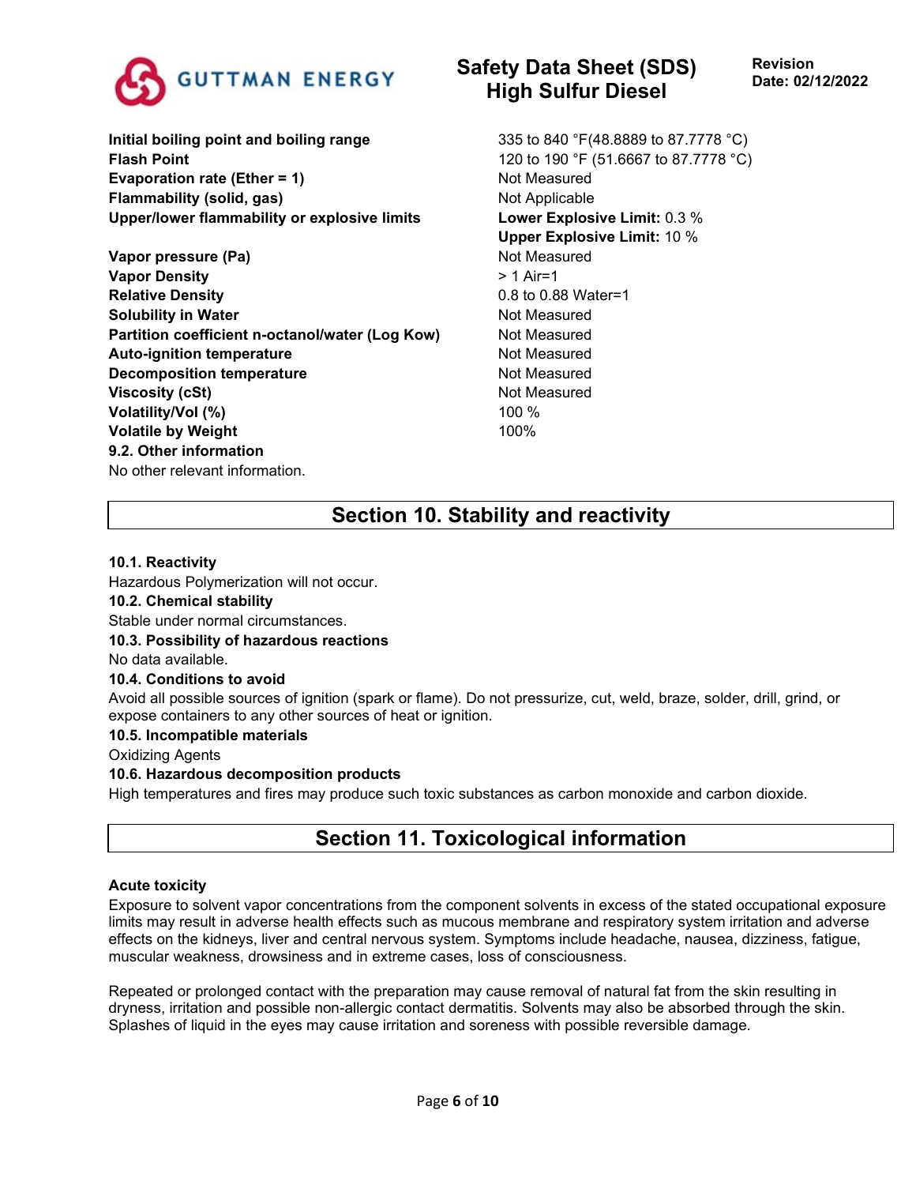| | |
|---|---|
| **Initial boiling point and boiling range** | 335 to 840 °F(48.8889 to 87.7778 °C) |
| **Flash Point** | 120 to 190 °F (51.6667 to 87.7778 °C) |
| **Evaporation rate (Ether = 1)** | Not Measured |
| **Flammability (solid, gas)** | Not Applicable |
| **Upper/lower flammability or explosive limits** | **Lower Explosive Limit:** 0.3 %<br>**Upper Explosive Limit:** 10 % |
| **Vapor pressure (Pa)** | Not Measured |
| **Vapor Density** | > 1 Air=1 |
| **Relative Density** | 0.8 to 0.88 Water=1 |
| **Solubility in Water** | Not Measured |
| **Partition coefficient n-octanol/water (Log Kow)** | Not Measured |
| **Auto-ignition temperature** | Not Measured |
| **Decomposition temperature** | Not Measured |
| **Viscosity (cSt)** | Not Measured |
| **Volatility/Vol (%)** | 100 % |
| **Volatile by Weight** | 100% |

**9.2. Other information**

No other relevant information.

## Section 10. Stability and reactivity

**10.1. Reactivity**

Hazardous Polymerization will not occur.

**10.2. Chemical stability**

Stable under normal circumstances.

**10.3. Possibility of hazardous reactions**

No data available.

**10.4. Conditions to avoid**

Avoid all possible sources of ignition (spark or flame). Do not pressurize, cut, weld, braze, solder, drill, grind, or expose containers to any other sources of heat or ignition.

**10.5. Incompatible materials**

Oxidizing Agents

**10.6. Hazardous decomposition products**

High temperatures and fires may produce such toxic substances as carbon monoxide and carbon dioxide.

## Section 11. Toxicological information

**Acute toxicity**

Exposure to solvent vapor concentrations from the component solvents in excess of the stated occupational exposure limits may result in adverse health effects such as mucous membrane and respiratory system irritation and adverse effects on the kidneys, liver and central nervous system. Symptoms include headache, nausea, dizziness, fatigue, muscular weakness, drowsiness and in extreme cases, loss of consciousness.

Repeated or prolonged contact with the preparation may cause removal of natural fat from the skin resulting in dryness, irritation and possible non-allergic contact dermatitis. Solvents may also be absorbed through the skin. Splashes of liquid in the eyes may cause irritation and soreness with possible reversible damage.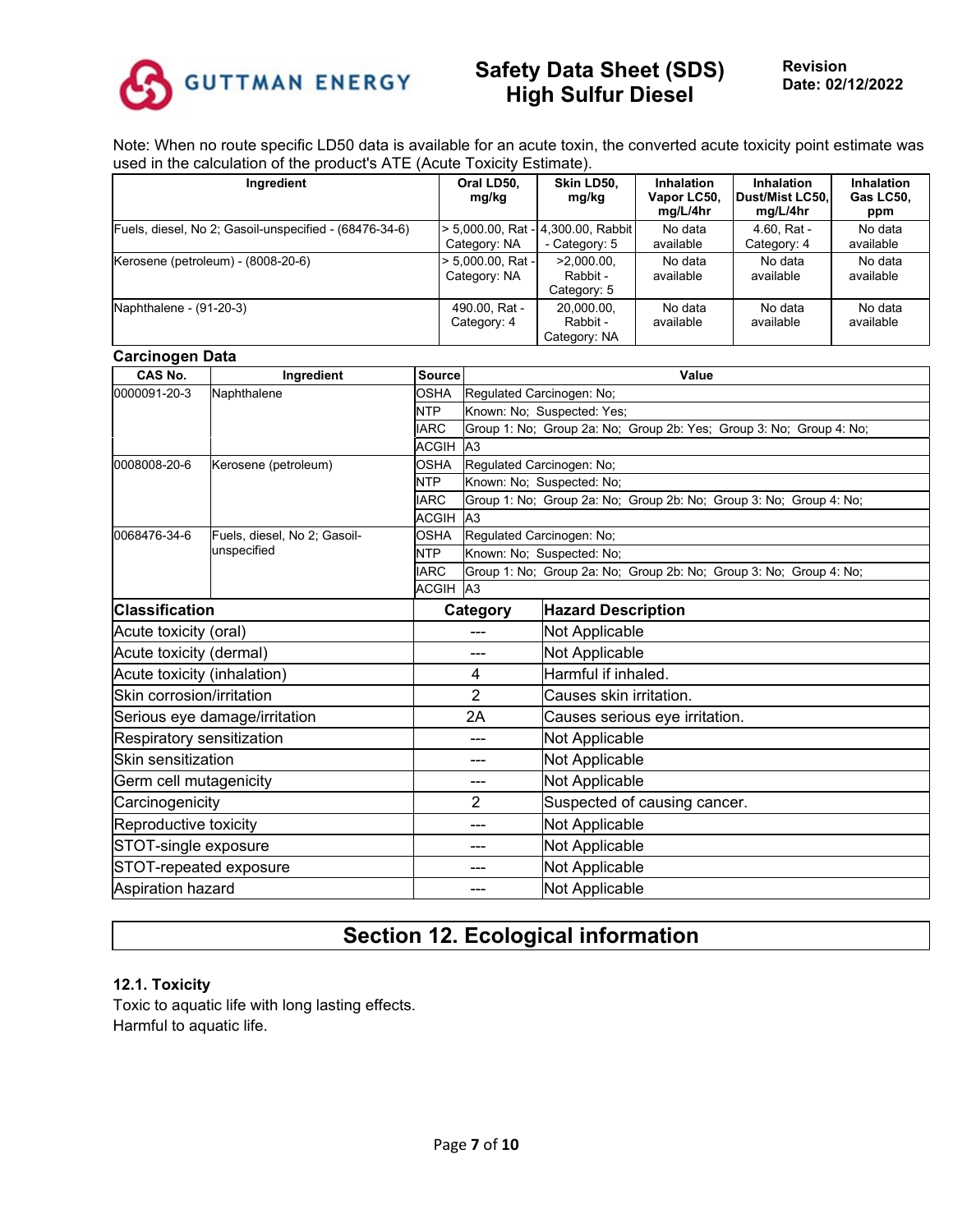Note: When no route specific LD50 data is available for an acute toxin, the converted acute toxicity point estimate was used in the calculation of the product's ATE (Acute Toxicity Estimate).

| Ingredient | Oral LD50, mg/kg | Skin LD50, mg/kg | Inhalation Vapor LC50, mg/L/4hr | Inhalation Dust/Mist LC50, mg/L/4hr | Inhalation Gas LC50, ppm |
|---|---|---|---|---|---|
| Fuels, diesel, No 2; Gasoil-unspecified - (68476-34-6) | > 5,000.00, Rat - Category: NA | 4,300.00, Rabbit - Category: 5 | No data available | 4.60, Rat - Category: 4 | No data available |
| Kerosene (petroleum) - (8008-20-6) | > 5,000.00, Rat - Category: NA | >2,000.00, Rabbit - Category: 5 | No data available | No data available | No data available |
| Naphthalene - (91-20-3) | 490.00, Rat - Category: 4 | 20,000.00, Rabbit - Category: NA | No data available | No data available | No data available |

**Carcinogen Data**

| CAS No. | Ingredient | Source | Value |
|---|---|---|---|
| 0000091-20-3 | Naphthalene | OSHA | Regulated Carcinogen: No; |
| | | NTP | Known: No; Suspected: Yes; |
| | | IARC | Group 1: No; Group 2a: No; Group 2b: Yes; Group 3: No; Group 4: No; |
| | | ACGIH | A3 |
| 0008008-20-6 | Kerosene (petroleum) | OSHA | Regulated Carcinogen: No; |
| | | NTP | Known: No; Suspected: No; |
| | | IARC | Group 1: No; Group 2a: No; Group 2b: No; Group 3: No; Group 4: No; |
| | | ACGIH | A3 |
| 0068476-34-6 | Fuels, diesel, No 2; Gasoil-unspecified | OSHA | Regulated Carcinogen: No; |
| | | NTP | Known: No; Suspected: No; |
| | | IARC | Group 1: No; Group 2a: No; Group 2b: No; Group 3: No; Group 4: No; |
| | | ACGIH | A3 |

| Classification | Category | Hazard Description |
|---|---|---|
| Acute toxicity (oral) | --- | Not Applicable |
| Acute toxicity (dermal) | --- | Not Applicable |
| Acute toxicity (inhalation) | 4 | Harmful if inhaled. |
| Skin corrosion/irritation | 2 | Causes skin irritation. |
| Serious eye damage/irritation | 2A | Causes serious eye irritation. |
| Respiratory sensitization | --- | Not Applicable |
| Skin sensitization | --- | Not Applicable |
| Germ cell mutagenicity | --- | Not Applicable |
| Carcinogenicity | 2 | Suspected of causing cancer. |
| Reproductive toxicity | --- | Not Applicable |
| STOT-single exposure | --- | Not Applicable |
| STOT-repeated exposure | --- | Not Applicable |
| Aspiration hazard | --- | Not Applicable |

## Section 12. Ecological information

### 12.1. Toxicity

Toxic to aquatic life with long lasting effects.
Harmful to aquatic life.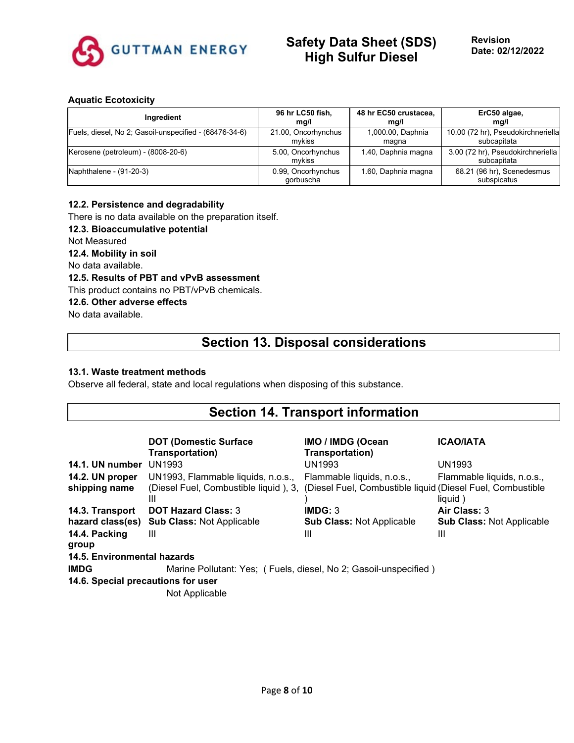**Aquatic Ecotoxicity**

| Ingredient | 96 hr LC50 fish, mg/l | 48 hr EC50 crustacea, mg/l | ErC50 algae, mg/l |
|---|---|---|---|
| Fuels, diesel, No 2; Gasoil-unspecified - (68476-34-6) | 21.00, Oncorhynchus mykiss | 1,000.00, Daphnia magna | 10.00 (72 hr), Pseudokirchneriella subcapitata |
| Kerosene (petroleum) - (8008-20-6) | 5.00, Oncorhynchus mykiss | 1.40, Daphnia magna | 3.00 (72 hr), Pseudokirchneriella subcapitata |
| Naphthalene - (91-20-3) | 0.99, Oncorhynchus gorbuscha | 1.60, Daphnia magna | 68.21 (96 hr), Scenedesmus subspicatus |

**12.2. Persistence and degradability**

There is no data available on the preparation itself.

**12.3. Bioaccumulative potential**

Not Measured

**12.4. Mobility in soil**

No data available.

**12.5. Results of PBT and vPvB assessment**

This product contains no PBT/vPvB chemicals.

**12.6. Other adverse effects**

No data available.

## Section 13. Disposal considerations

**13.1. Waste treatment methods**

Observe all federal, state and local regulations when disposing of this substance.

## Section 14. Transport information

| | DOT (Domestic Surface Transportation) | IMO / IMDG (Ocean Transportation) | ICAO/IATA |
|---|---|---|---|
| **14.1. UN number** | UN1993 | UN1993 | UN1993 |
| **14.2. UN proper shipping name** | UN1993, Flammable liquids, n.o.s., (Diesel Fuel, Combustible liquid ), 3, III | Flammable liquids, n.o.s., (Diesel Fuel, Combustible liquid ) | Flammable liquids, n.o.s., (Diesel Fuel, Combustible liquid ) |
| **14.3. Transport hazard class(es)** | **DOT Hazard Class:** 3<br>**Sub Class:** Not Applicable | **IMDG:** 3<br>**Sub Class:** Not Applicable | **Air Class:** 3<br>**Sub Class:** Not Applicable |
| **14.4. Packing group** | III | III | III |

**14.5. Environmental hazards**

**IMDG** Marine Pollutant: Yes; ( Fuels, diesel, No 2; Gasoil-unspecified )

**14.6. Special precautions for user**

Not Applicable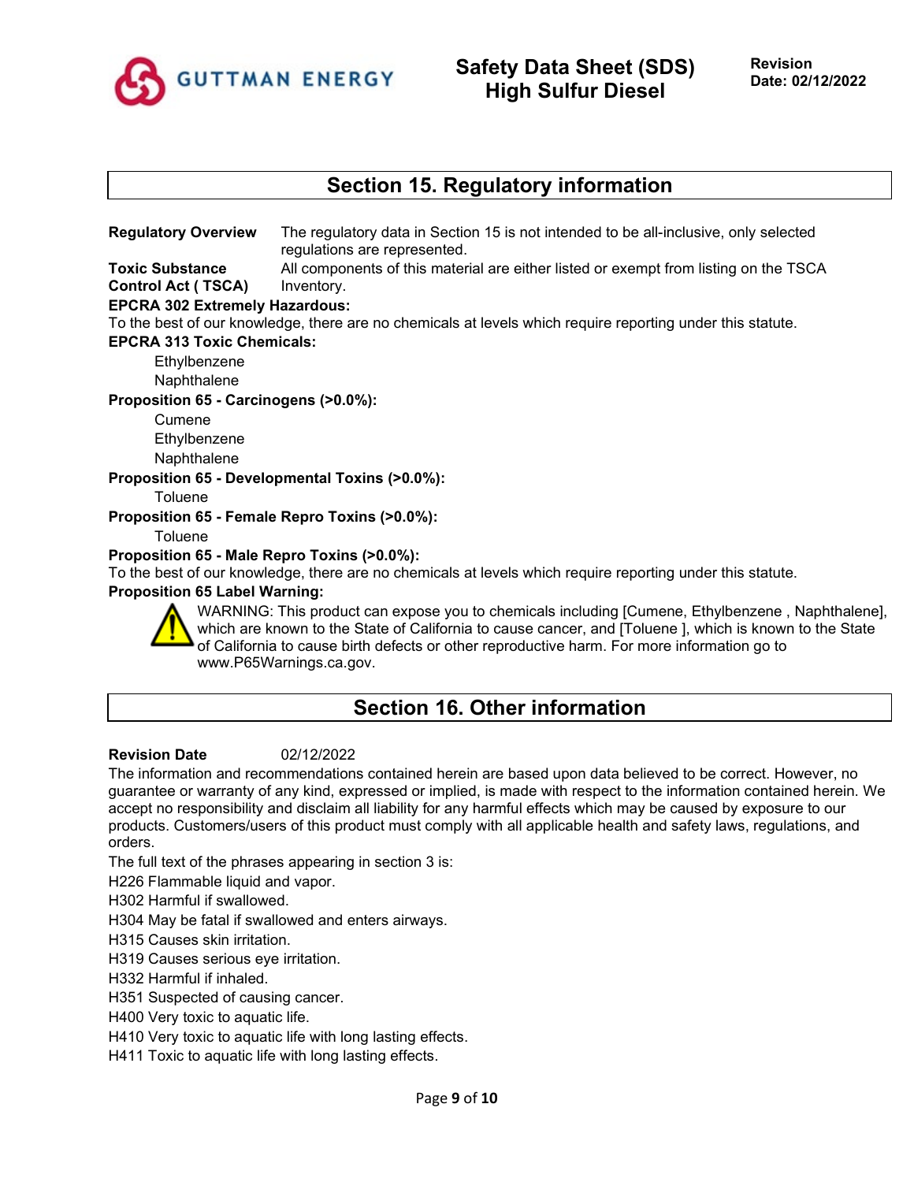## Section 15. Regulatory information

**Regulatory Overview** The regulatory data in Section 15 is not intended to be all-inclusive, only selected regulations are represented.

**Toxic Substance Control Act ( TSCA)** All components of this material are either listed or exempt from listing on the TSCA Inventory.

**EPCRA 302 Extremely Hazardous:**

To the best of our knowledge, there are no chemicals at levels which require reporting under this statute.

**EPCRA 313 Toxic Chemicals:**

- Ethylbenzene
- Naphthalene

**Proposition 65 - Carcinogens (>0.0%):**

- Cumene
- Ethylbenzene
- Naphthalene

**Proposition 65 - Developmental Toxins (>0.0%):**

- Toluene

**Proposition 65 - Female Repro Toxins (>0.0%):**

- Toluene

**Proposition 65 - Male Repro Toxins (>0.0%):**

To the best of our knowledge, there are no chemicals at levels which require reporting under this statute.

**Proposition 65 Label Warning:**

WARNING: This product can expose you to chemicals including [Cumene, Ethylbenzene , Naphthalene], which are known to the State of California to cause cancer, and [Toluene ], which is known to the State of California to cause birth defects or other reproductive harm. For more information go to www.P65Warnings.ca.gov.

## Section 16. Other information

**Revision Date** 02/12/2022

The information and recommendations contained herein are based upon data believed to be correct. However, no guarantee or warranty of any kind, expressed or implied, is made with respect to the information contained herein. We accept no responsibility and disclaim all liability for any harmful effects which may be caused by exposure to our products. Customers/users of this product must comply with all applicable health and safety laws, regulations, and orders.

The full text of the phrases appearing in section 3 is:

H226 Flammable liquid and vapor.
H302 Harmful if swallowed.
H304 May be fatal if swallowed and enters airways.
H315 Causes skin irritation.
H319 Causes serious eye irritation.
H332 Harmful if inhaled.
H351 Suspected of causing cancer.
H400 Very toxic to aquatic life.
H410 Very toxic to aquatic life with long lasting effects.
H411 Toxic to aquatic life with long lasting effects.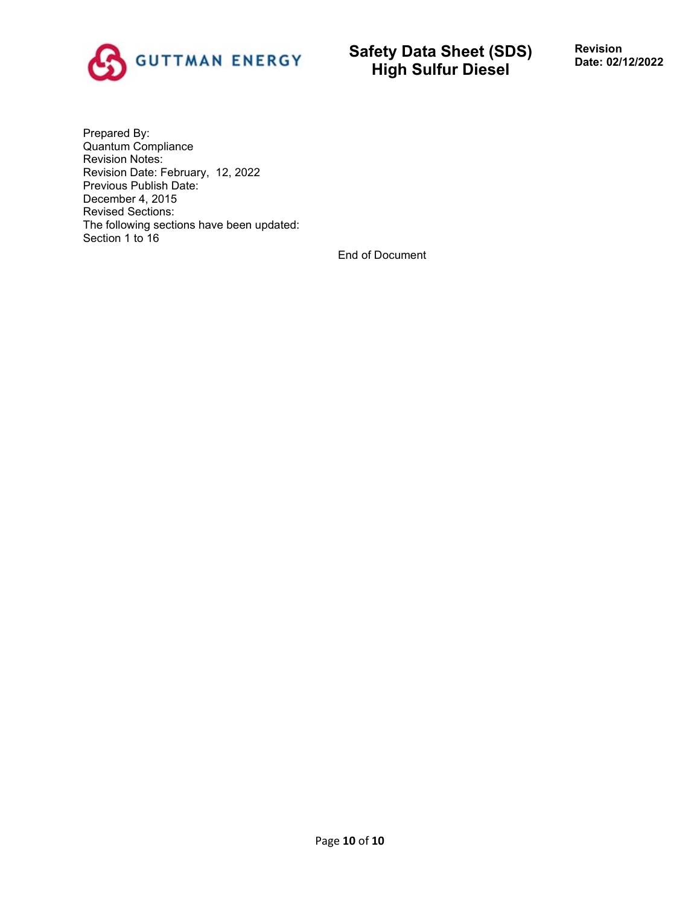Prepared By:
Quantum Compliance
Revision Notes:
Revision Date: February, 12, 2022
Previous Publish Date:
December 4, 2015
Revised Sections:
The following sections have been updated:
Section 1 to 16

End of Document